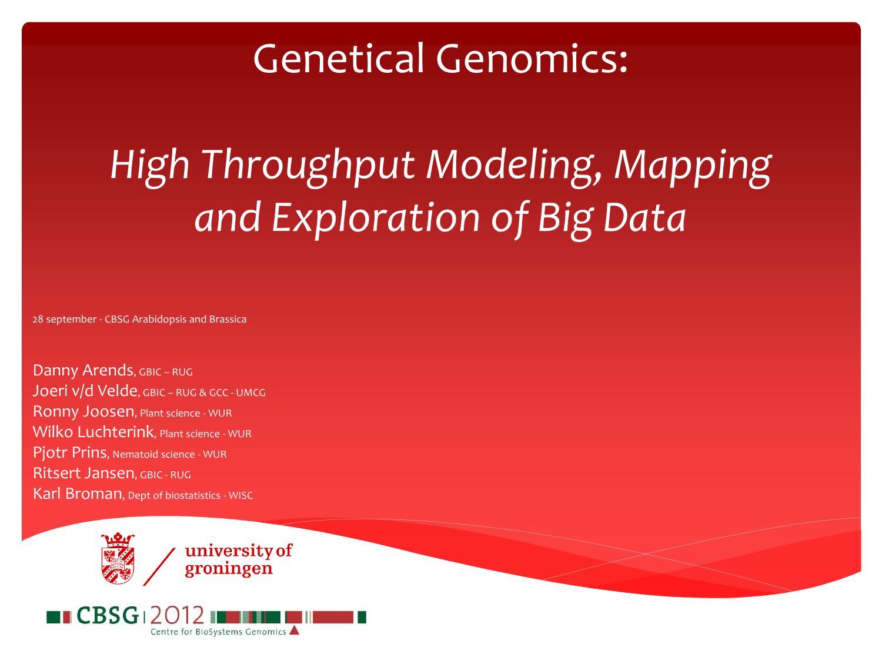# Genetical Genomics:

## *High Throughput Modeling, Mapping and Exploration of Big Data*

28 september - CBSG Arabidopsis and Brassica

Danny Arends, GBIC – RUG
Joeri v/d Velde, GBIC – RUG & GCC - UMCG
Ronny Joosen, Plant science - WUR
Wilko Luchterink, Plant science - WUR
Pjotr Prins, Nematoid science - WUR
Ritsert Jansen, GBIC - RUG
Karl Broman, Dept of biostatistics - WISC

university of groningen

CBSG 2012
Centre for BioSystems Genomics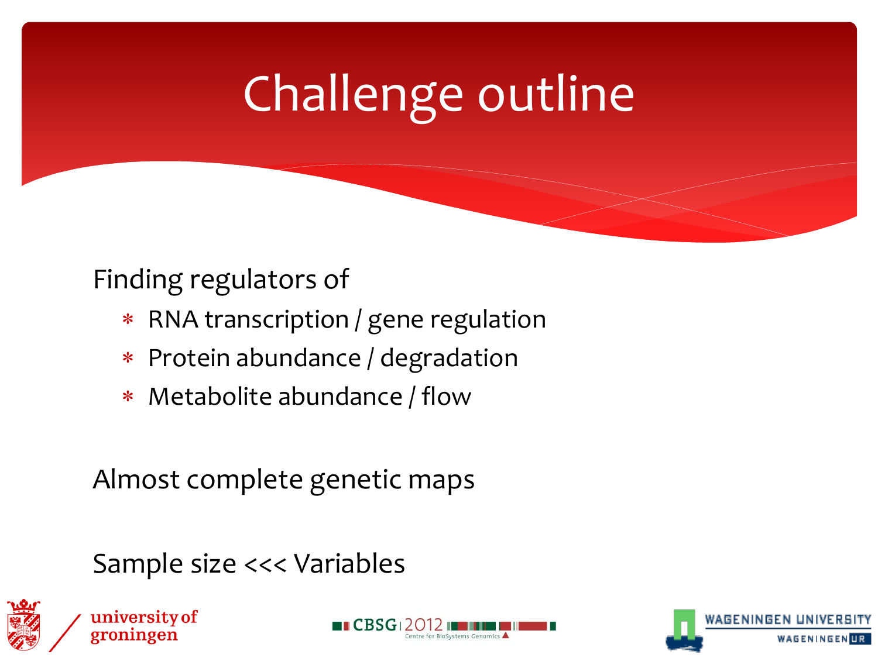# Challenge outline

Finding regulators of

- RNA transcription / gene regulation
- Protein abundance / degradation
- Metabolite abundance / flow

Almost complete genetic maps

Sample size <<< Variables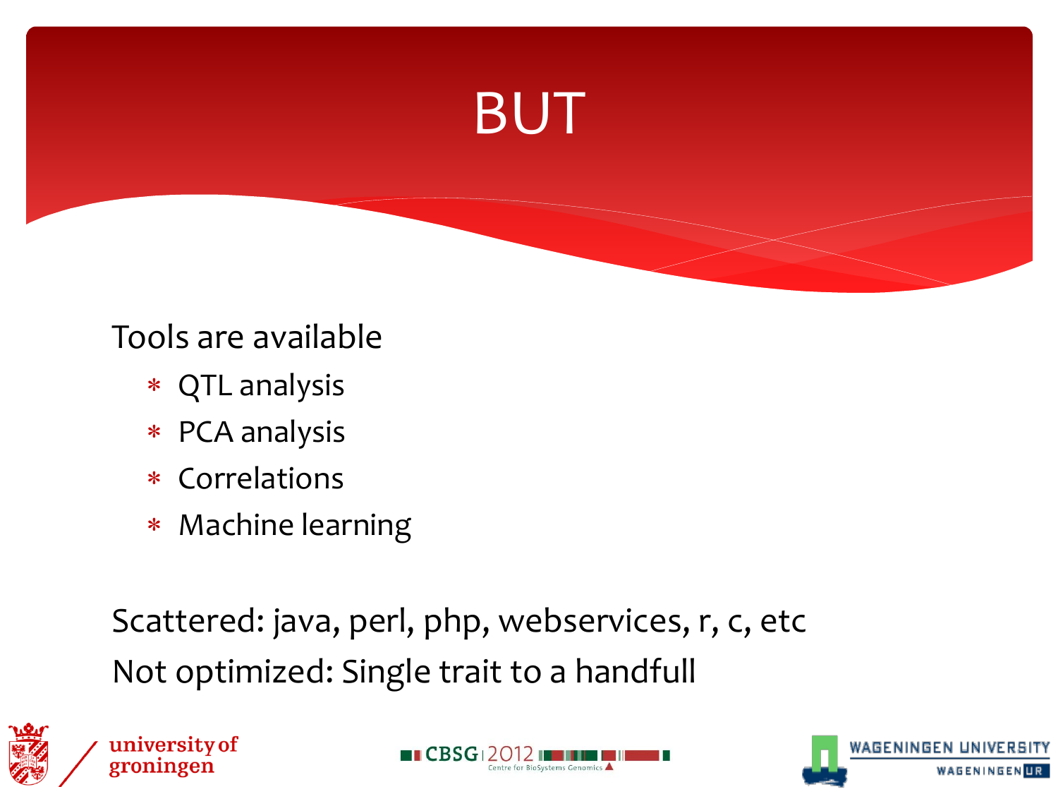# BUT

Tools are available

- QTL analysis
- PCA analysis
- Correlations
- Machine learning

Scattered: java, perl, php, webservices, r, c, etc

Not optimized: Single trait to a handfull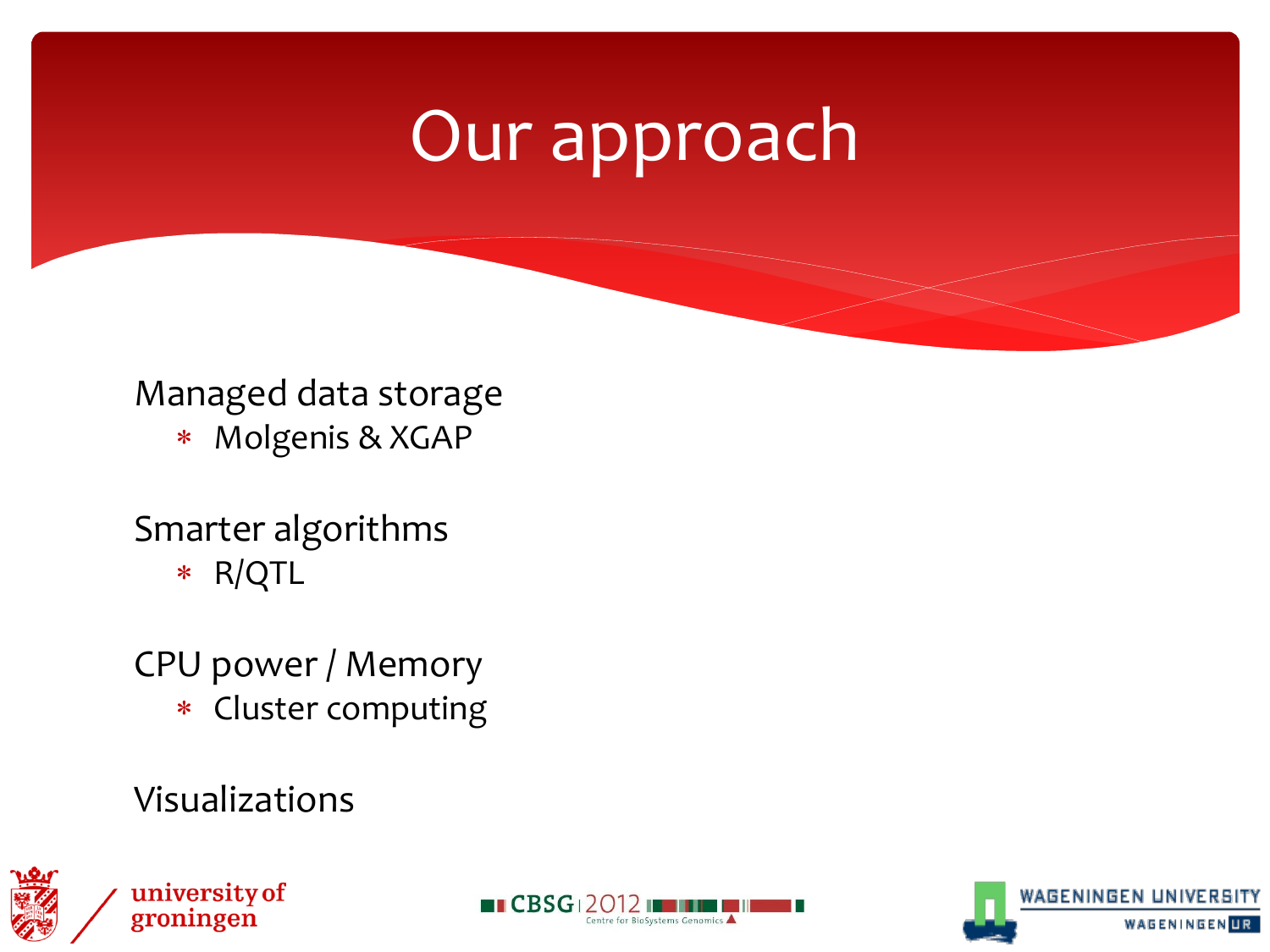# Our approach

Managed data storage

- Molgenis & XGAP

Smarter algorithms

- R/QTL

CPU power / Memory

- Cluster computing

Visualizations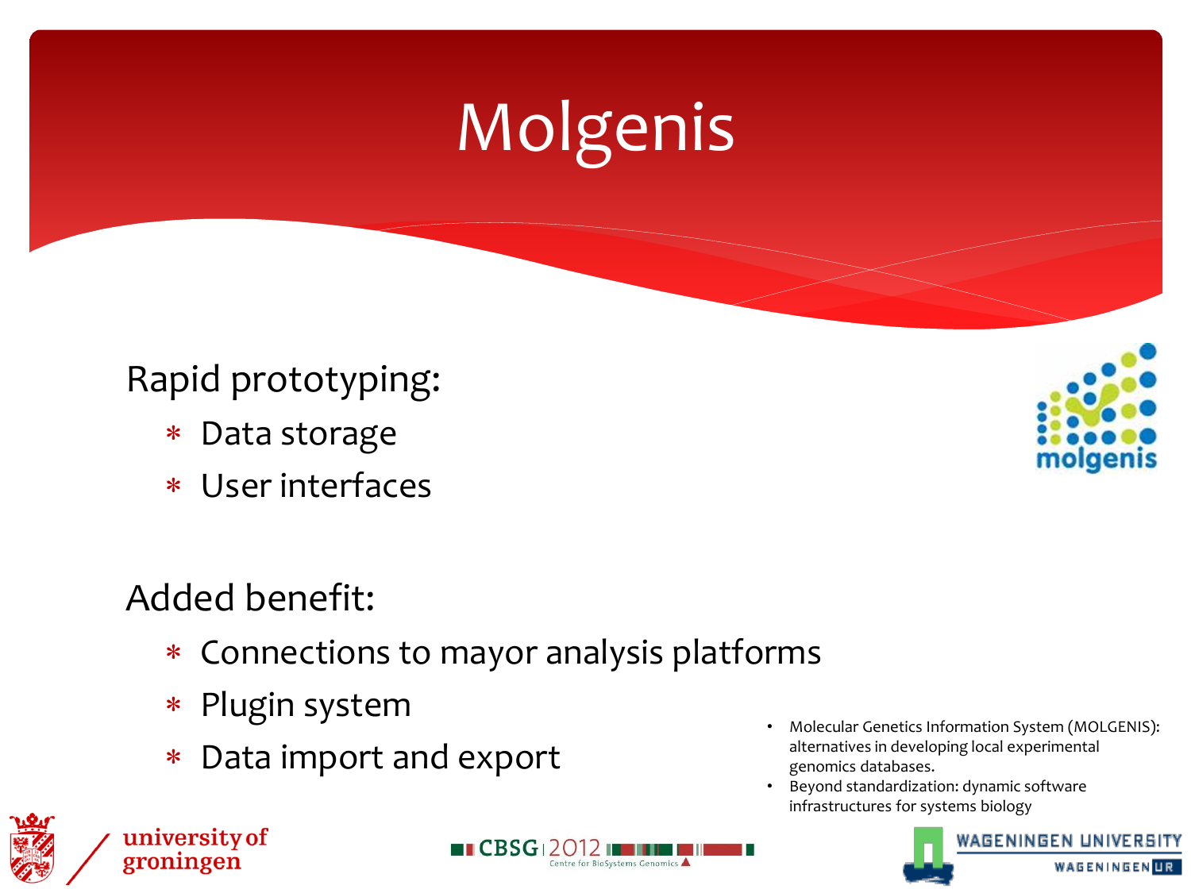# Molgenis

Rapid prototyping:

- Data storage
- User interfaces

Added benefit:

- Connections to mayor analysis platforms
- Plugin system
- Data import and export

- Molecular Genetics Information System (MOLGENIS): alternatives in developing local experimental genomics databases.
- Beyond standardization: dynamic software infrastructures for systems biology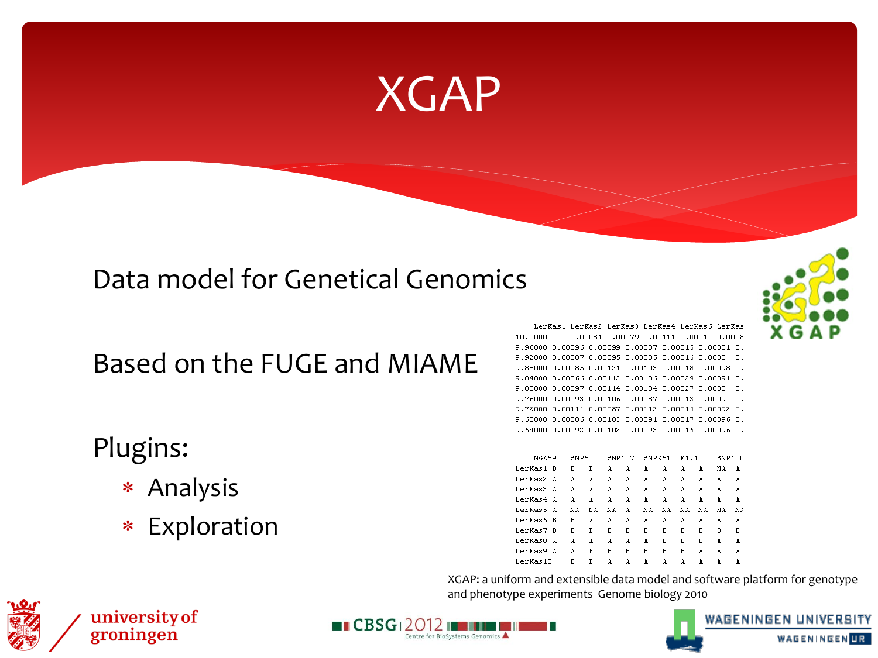# XGAP

Data model for Genetical Genomics

Based on the FUGE and MIAME

Plugins:

- Analysis
- Exploration

| | LerKas1 | LerKas2 | LerKas3 | LerKas4 | LerKas6 | LerKas |
|---|---|---|---|---|---|---|
| 10.00000 | 0.00081 | 0.00079 | 0.00111 | 0.0001 | 0.0008 | |
| 9.96000 | 0.00096 | 0.00099 | 0.00087 | 0.00015 | 0.00081 | 0. |
| 9.92000 | 0.00087 | 0.00095 | 0.00085 | 0.00016 | 0.0008 | 0. |
| 9.88000 | 0.00085 | 0.00121 | 0.00103 | 0.00018 | 0.00098 | 0. |
| 9.84000 | 0.00066 | 0.00113 | 0.00106 | 0.00029 | 0.00091 | 0. |
| 9.80000 | 0.00097 | 0.00114 | 0.00104 | 0.00027 | 0.0008 | 0. |
| 9.76000 | 0.00093 | 0.00106 | 0.00087 | 0.00013 | 0.0009 | 0. |
| 9.72000 | 0.00111 | 0.00087 | 0.00112 | 0.00014 | 0.00092 | 0. |
| 9.68000 | 0.00086 | 0.00103 | 0.00091 | 0.00017 | 0.00096 | 0. |
| 9.64000 | 0.00092 | 0.00102 | 0.00093 | 0.00016 | 0.00096 | 0. |

```
         NGA59    SNP5      SNP107   SNP251   M1.10    SNP100
LerKas1  B    B    B    A    A    A    A    A    A    NA   A
LerKas2  A    A    A    A    A    A    A    A    A    A    A
LerKas3  A    A    A    A    A    A    A    A    A    A    A
LerKas4  A    A    A    A    A    A    A    A    A    A    A
LerKas5  A    NA   NA   NA   A    NA   NA   NA   NA   NA   NA
LerKas6  B    B    A    A    A    A    A    A    A    A    A
LerKas7  B    B    B    B    B    B    B    B    B    B    B
LerKas8  A    A    A    A    A    A    B    B    B    A    A
LerKas9  A    A    B    B    B    B    B    B    A    A    A
LerKas10      B    B    A    A    A    A    A    A    A    A
```

XGAP: a uniform and extensible data model and software platform for genotype and phenotype experiments Genome biology 2010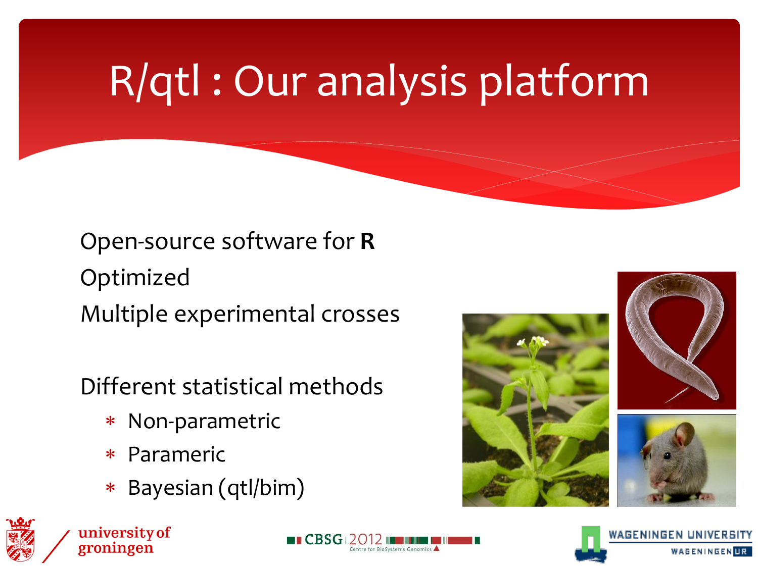# R/qtl : Our analysis platform

Open-source software for **R**

Optimized

Multiple experimental crosses

Different statistical methods

- Non-parametric
- Parameric
- Bayesian (qtl/bim)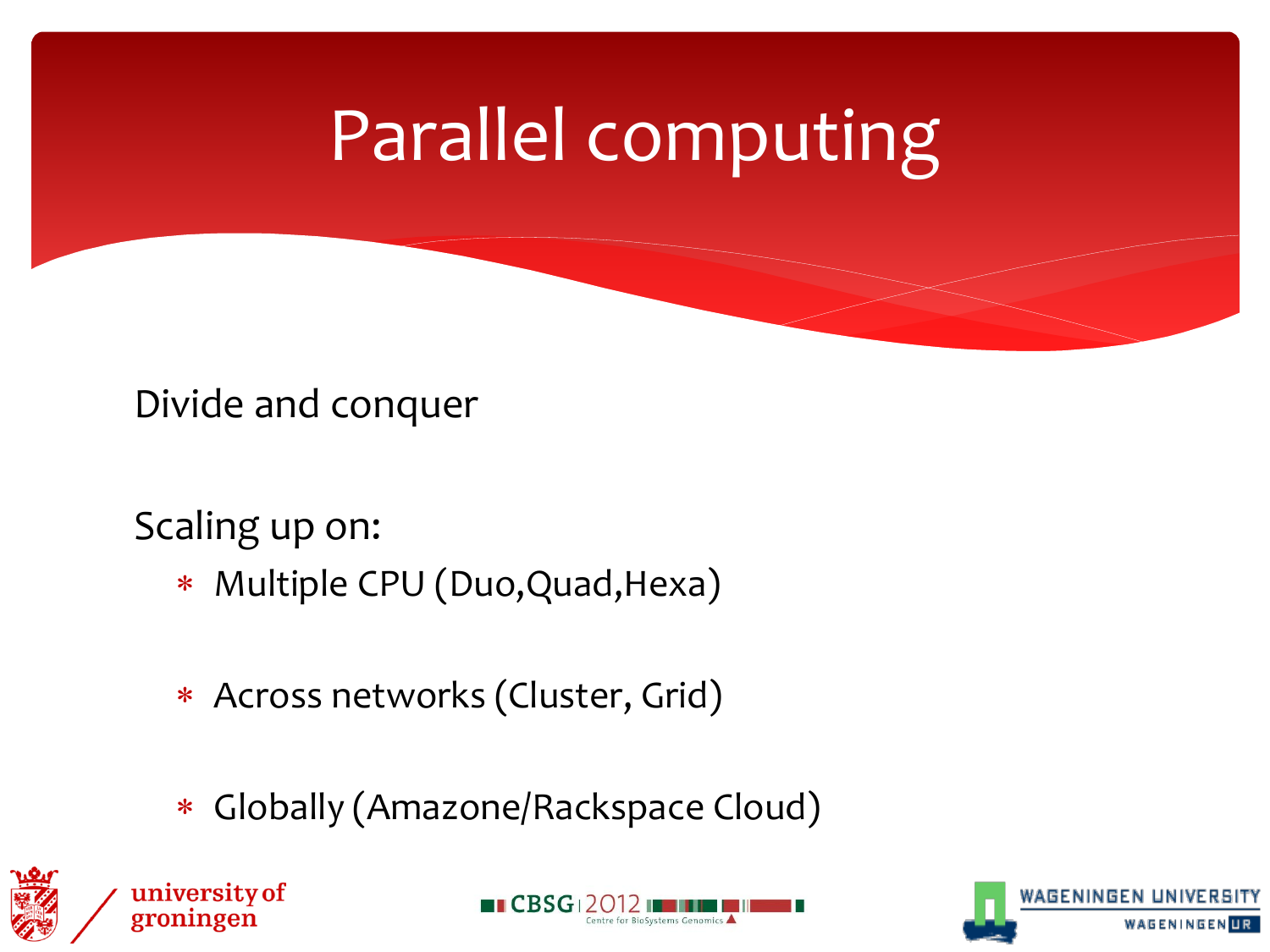# Parallel computing

Divide and conquer

Scaling up on:

- Multiple CPU (Duo,Quad,Hexa)
- Across networks (Cluster, Grid)
- Globally (Amazone/Rackspace Cloud)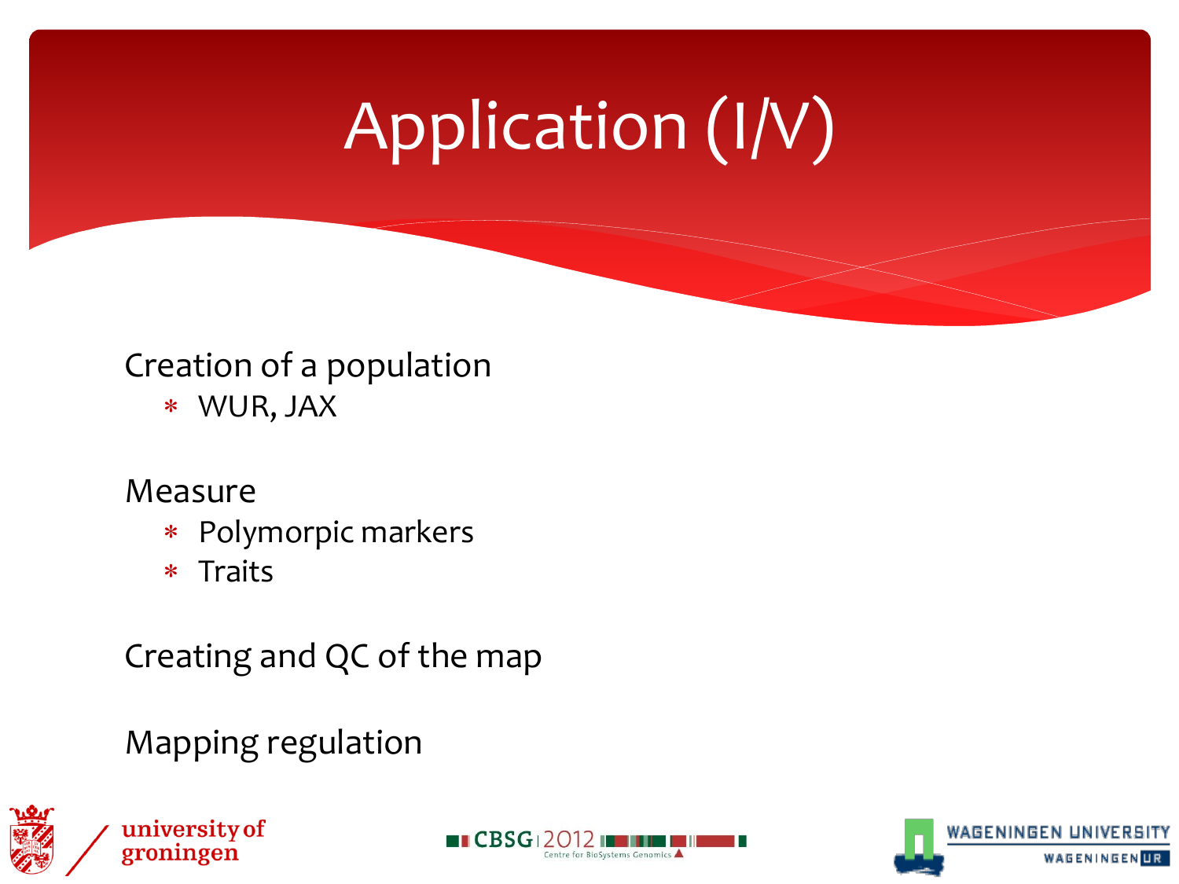# Application (I/V)

Creation of a population

- WUR, JAX

Measure

- Polymorpic markers
- Traits

Creating and QC of the map

Mapping regulation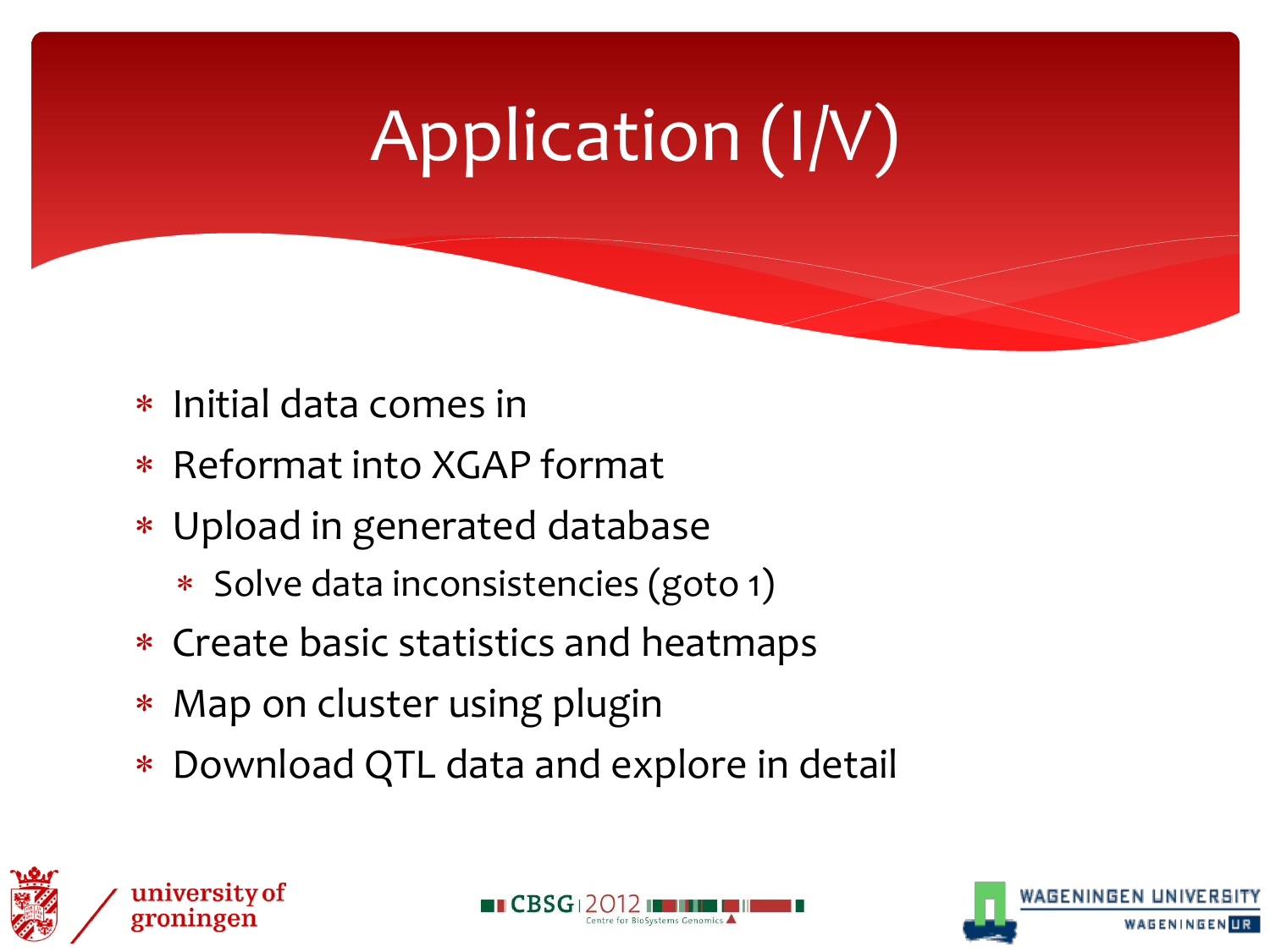# Application (I/V)

- Initial data comes in
- Reformat into XGAP format
- Upload in generated database
  - Solve data inconsistencies (goto 1)
- Create basic statistics and heatmaps
- Map on cluster using plugin
- Download QTL data and explore in detail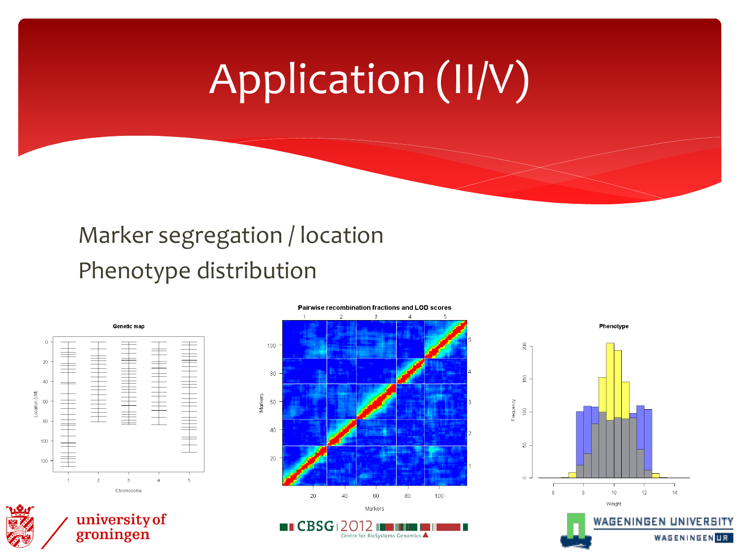# Application (II/V)

Marker segregation / location

Phenotype distribution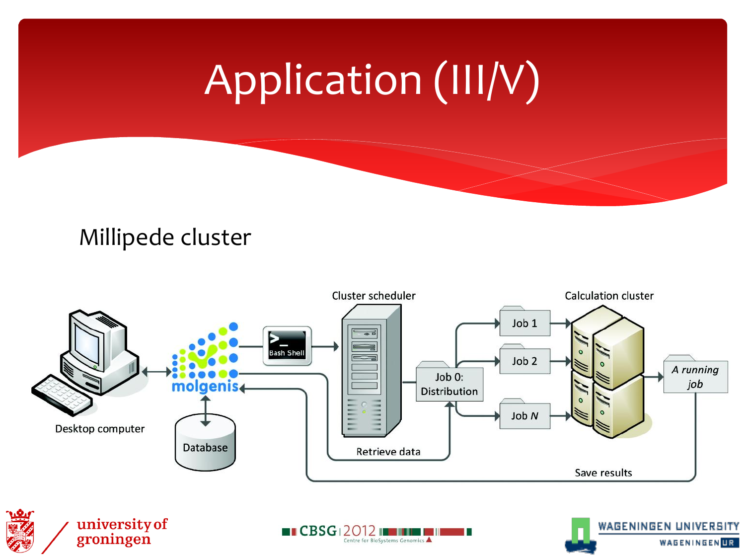# Application (III/V)

## Millipede cluster

Desktop computer

molgenis

Database

Bash Shell

Cluster scheduler

Job 0: Distribution

Job 1

Job 2

Job *N*

Calculation cluster

*A running job*

Retrieve data

Save results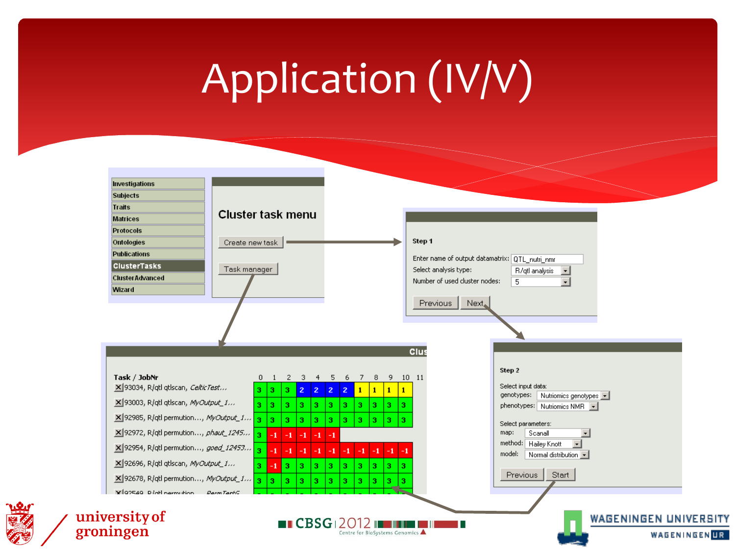# Application (IV/V)

- Investigations
- Subjects
- Traits
- Matrices
- Protocols
- Ontologies
- Publications
- **ClusterTasks**
- ClusterAdvanced
- Wizard

**Cluster task menu**

Create new task

Task manager

**Step 1**

Enter name of output datamatrix: QTL_nutri_nmr

Select analysis type: R/qtl analysis

Number of used cluster nodes: 5

Previous | Next

**Step 2**

Select input data:

genotypes: Nutriomics genotypes

phenotypes: Nutriomics NMR

Select parameters:

map: Scanall

method: Hailey Knott

model: Normal distribution

Previous | Start

| Task / JobNr | 0 | 1 | 2 | 3 | 4 | 5 | 6 | 7 | 8 | 9 | 10 | 11 |
|---|---|---|---|---|---|---|---|---|---|---|---|---|
| 93034, R/qtl qtlscan, *CelticTest...* | 3 | 3 | 3 | 2 | 2 | 2 | 2 | 1 | 1 | 1 | 1 | |
| 93003, R/qtl qtlscan, *MyOutput_1...* | 3 | 3 | 3 | 3 | 3 | 3 | 3 | 3 | 3 | 3 | 3 | |
| 92985, R/qtl permution..., *MyOutput_1...* | 3 | 3 | 3 | 3 | 3 | 3 | 3 | 3 | 3 | 3 | 3 | |
| 92972, R/qtl permution..., *phaut_1245...* | 3 | -1 | -1 | -1 | -1 | -1 | | | | | | |
| 92954, R/qtl permution..., *goed_12453...* | 3 | -1 | -1 | -1 | -1 | -1 | -1 | -1 | -1 | -1 | -1 | |
| 92696, R/qtl qtlscan, *MyOutput_1...* | 3 | -1 | 3 | 3 | 3 | 3 | 3 | 3 | 3 | 3 | 3 | |
| 92678, R/qtl permution..., *MyOutput_1...* | 3 | 3 | 3 | 3 | 3 | 3 | 3 | 3 | 3 | 3 | 3 | |
| 92549, R/qtl permution..., *PermTestG...* | | | | | | | | | | | | |

university of groningen | CBSG 2012 Centre for BioSystems Genomics | Wageningen University Wageningen UR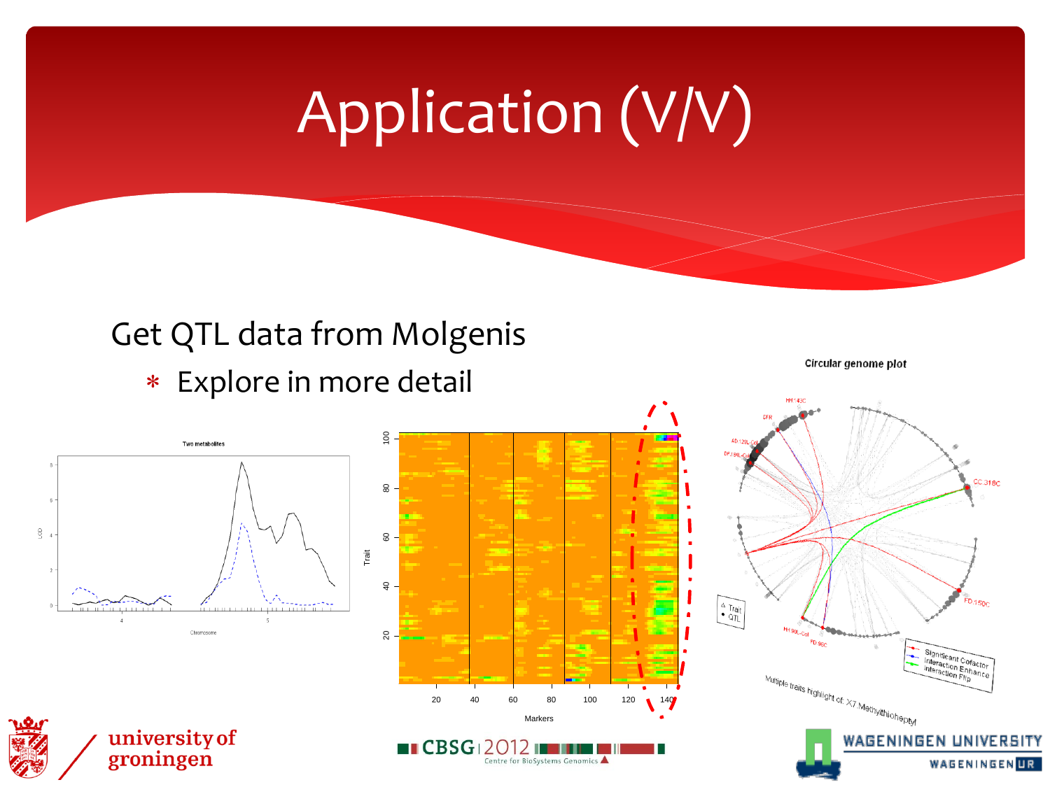# Application (V/V)

Get QTL data from Molgenis

* Explore in more detail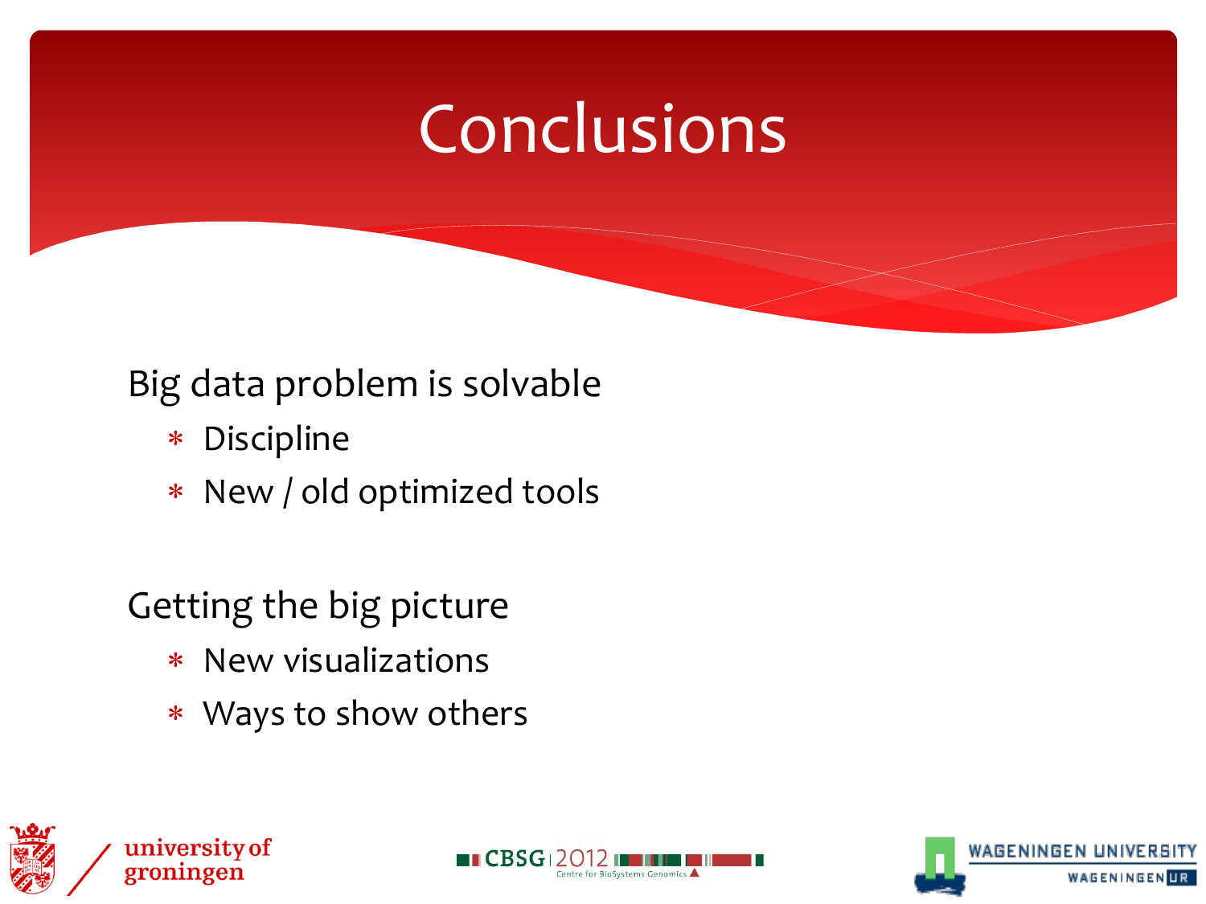# Conclusions

Big data problem is solvable

- Discipline
- New / old optimized tools

Getting the big picture

- New visualizations
- Ways to show others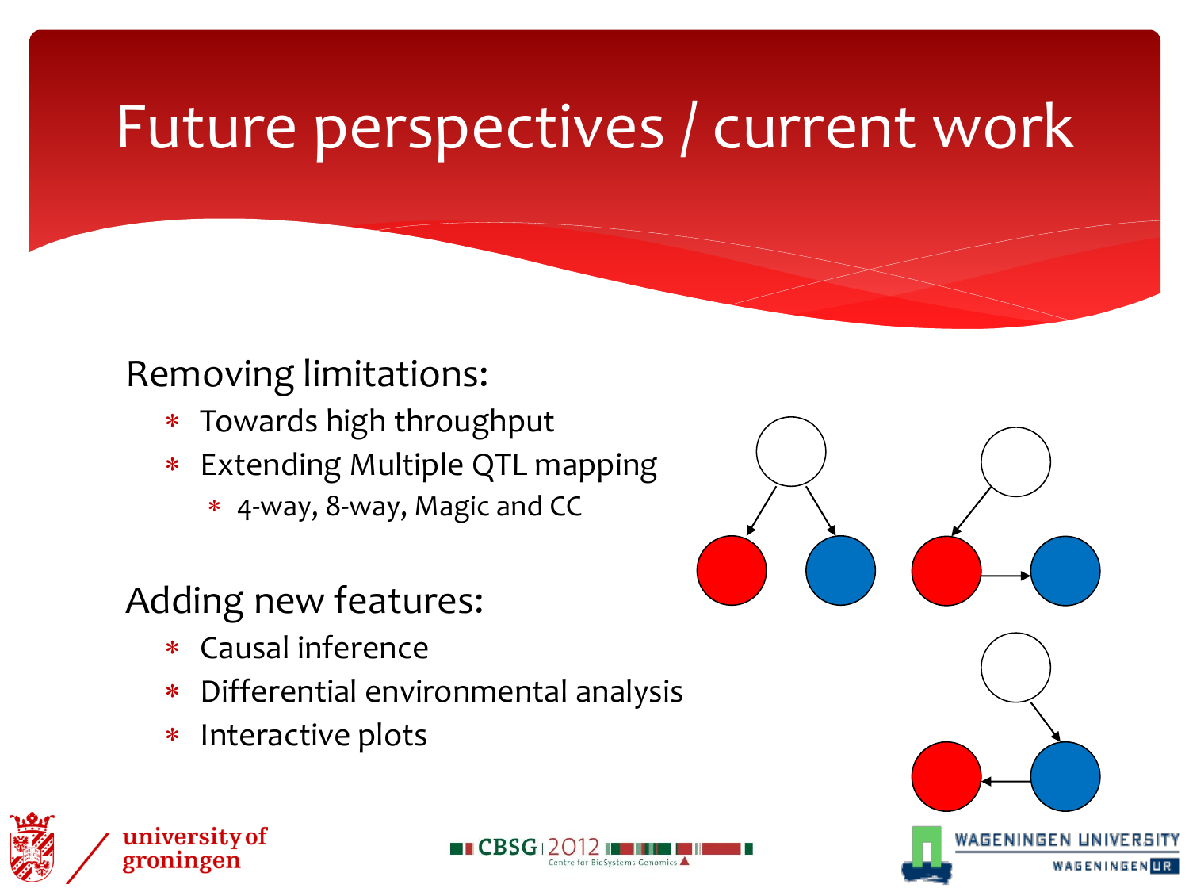# Future perspectives / current work

Removing limitations:

- Towards high throughput
- Extending Multiple QTL mapping
  - 4-way, 8-way, Magic and CC

Adding new features:

- Causal inference
- Differential environmental analysis
- Interactive plots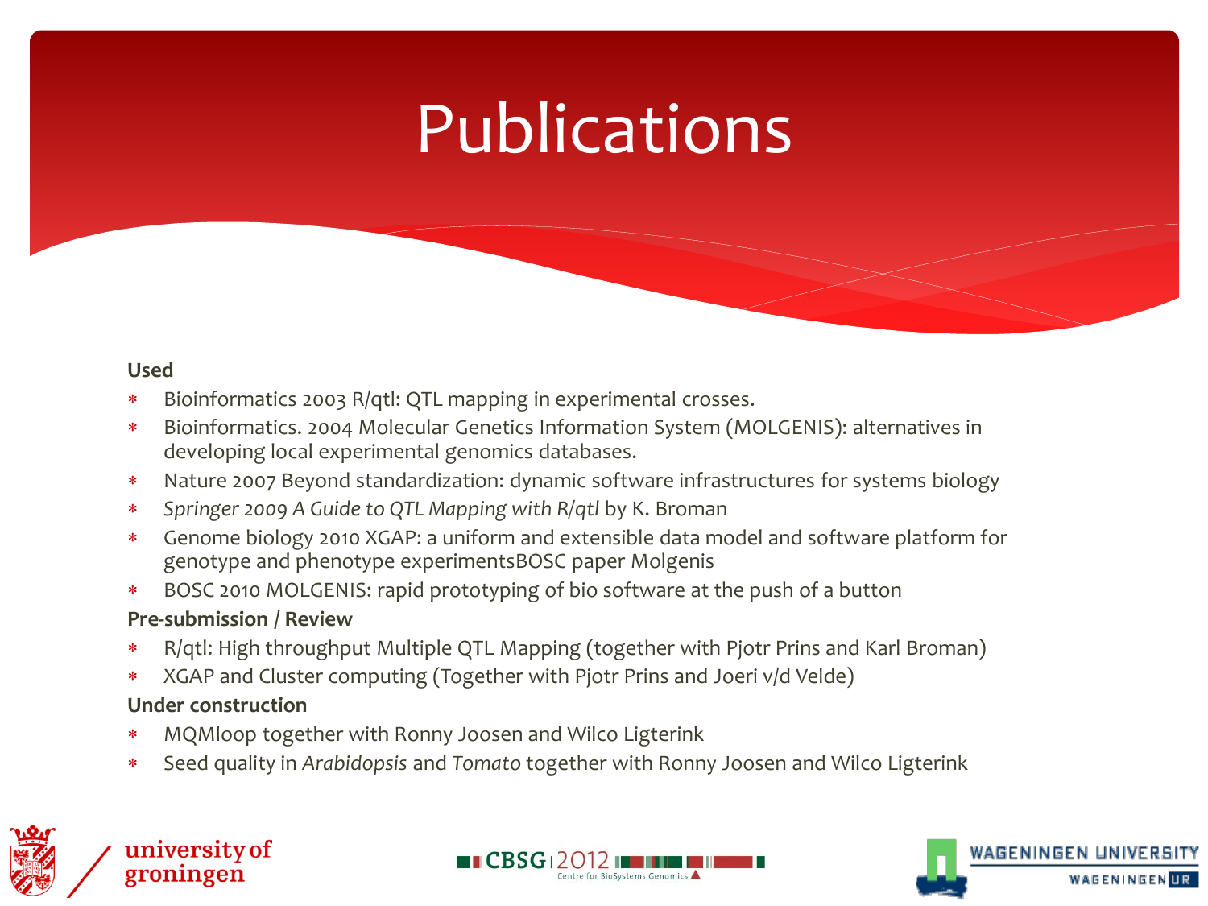# Publications

**Used**

- Bioinformatics 2003 R/qtl: QTL mapping in experimental crosses.
- Bioinformatics. 2004 Molecular Genetics Information System (MOLGENIS): alternatives in developing local experimental genomics databases.
- Nature 2007 Beyond standardization: dynamic software infrastructures for systems biology
- *Springer 2009 A Guide to QTL Mapping with R/qtl* by K. Broman
- Genome biology 2010 XGAP: a uniform and extensible data model and software platform for genotype and phenotype experimentsBOSC paper Molgenis
- BOSC 2010 MOLGENIS: rapid prototyping of bio software at the push of a button

**Pre-submission / Review**

- R/qtl: High throughput Multiple QTL Mapping (together with Pjotr Prins and Karl Broman)
- XGAP and Cluster computing (Together with Pjotr Prins and Joeri v/d Velde)

**Under construction**

- MQMloop together with Ronny Joosen and Wilco Ligterink
- Seed quality in *Arabidopsis* and *Tomato* together with Ronny Joosen and Wilco Ligterink

university of groningen

CBSG 2012 Centre for BioSystems Genomics

WAGENINGEN UNIVERSITY WAGENINGEN UR